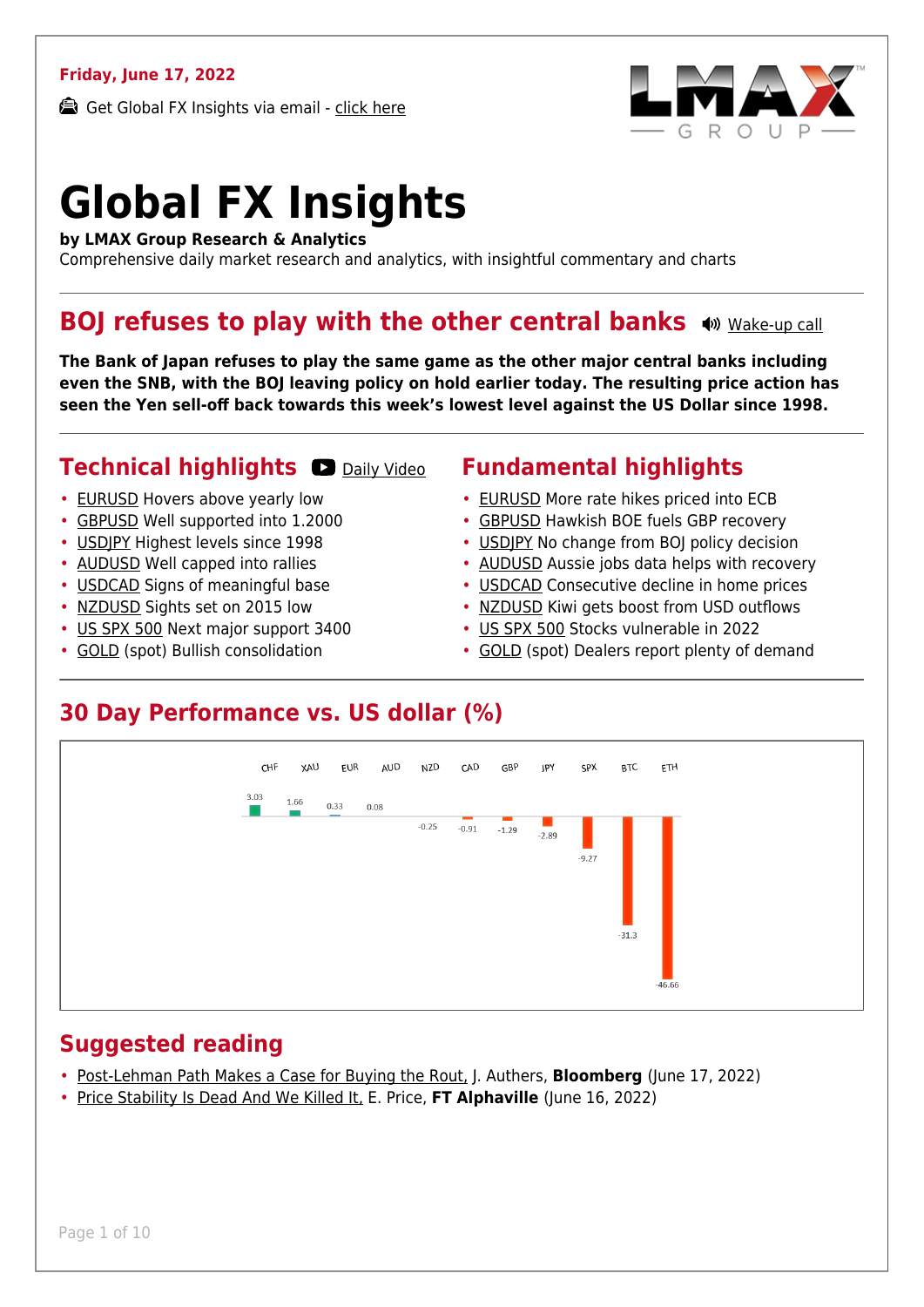**Friday, June 17, 2022**

Get Global FX Insights via email - click here

# Global FX Insights

**by LMAX Group Research & Analytics**

Comprehensive daily market research and analytics, with insightful commentary and charts

## BOJ refuses to play with the other central banks

Wake-up call

**The Bank of Japan refuses to play the same game as the other major central banks including even the SNB, with the BOJ leaving policy on hold earlier today. The resulting price action has seen the Yen sell-off back towards this week's lowest level against the US Dollar since 1998.**

## Technical highlights

Daily Video

- EURUSD Hovers above yearly low
- GBPUSD Well supported into 1.2000
- USDJPY Highest levels since 1998
- AUDUSD Well capped into rallies
- USDCAD Signs of meaningful base
- NZDUSD Sights set on 2015 low
- US SPX 500 Next major support 3400
- GOLD (spot) Bullish consolidation

## Fundamental highlights

- EURUSD More rate hikes priced into ECB
- GBPUSD Hawkish BOE fuels GBP recovery
- USDJPY No change from BOJ policy decision
- AUDUSD Aussie jobs data helps with recovery
- USDCAD Consecutive decline in home prices
- NZDUSD Kiwi gets boost from USD outflows
- US SPX 500 Stocks vulnerable in 2022
- GOLD (spot) Dealers report plenty of demand

## 30 Day Performance vs. US dollar (%)

| CHF | XAU | EUR | AUD | NZD | CAD | GBP | JPY | SPX | BTC | ETH |
|---|---|---|---|---|---|---|---|---|---|---|
| 3.03 | 1.66 | 0.33 | 0.08 | -0.25 | -0.91 | -1.29 | -2.89 | -9.27 | -31.3 | -46.66 |

## Suggested reading

- Post-Lehman Path Makes a Case for Buying the Rout, J. Authers, **Bloomberg** (June 17, 2022)
- Price Stability Is Dead And We Killed It, E. Price, **FT Alphaville** (June 16, 2022)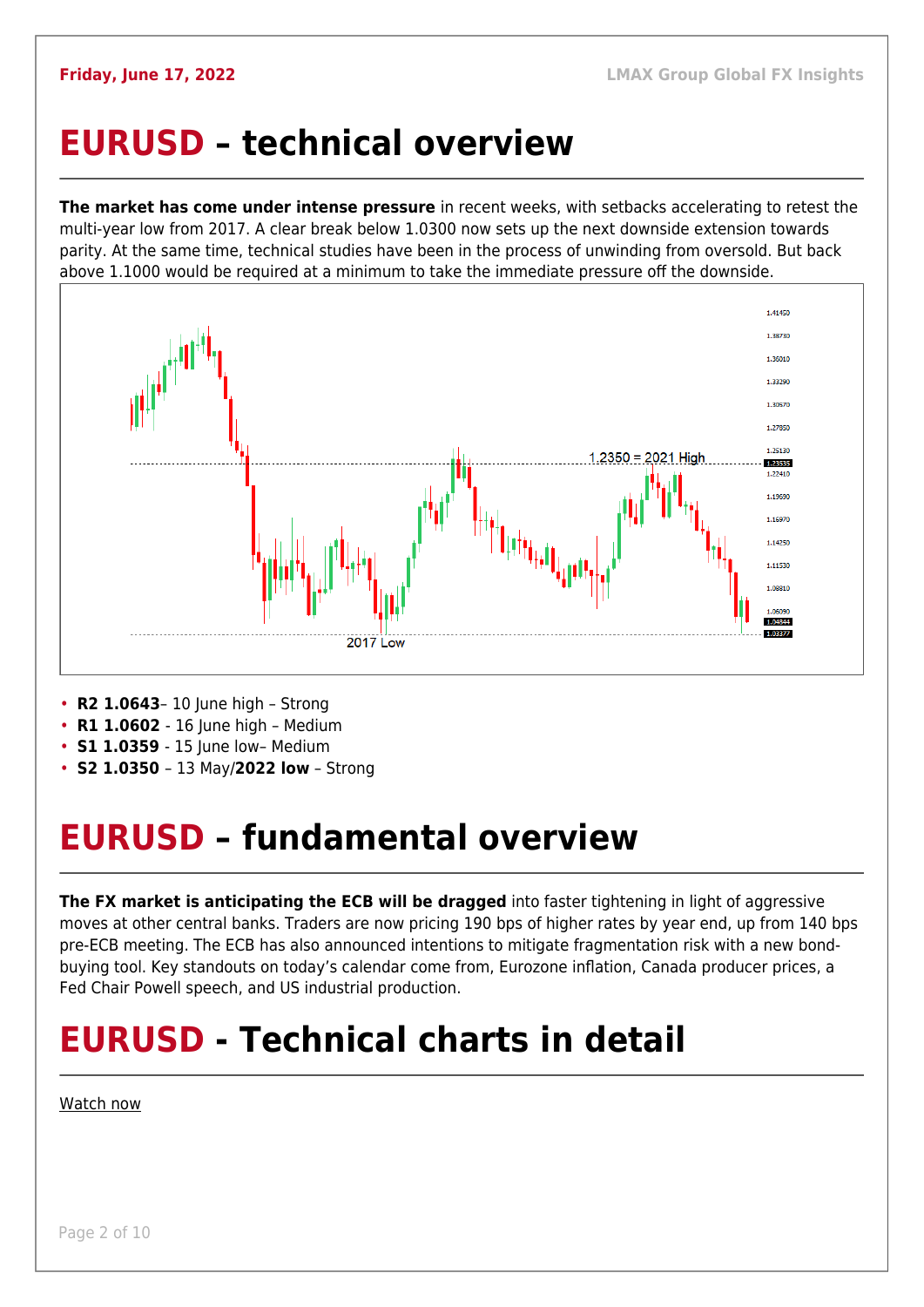# EURUSD – technical overview

**The market has come under intense pressure** in recent weeks, with setbacks accelerating to retest the multi-year low from 2017. A clear break below 1.0300 now sets up the next downside extension towards parity. At the same time, technical studies have been in the process of unwinding from oversold. But back above 1.1000 would be required at a minimum to take the immediate pressure off the downside.

- **R2 1.0643**– 10 June high – Strong
- **R1 1.0602** - 16 June high – Medium
- **S1 1.0359** - 15 June low– Medium
- **S2 1.0350** – 13 May/**2022 low** – Strong

# EURUSD – fundamental overview

**The FX market is anticipating the ECB will be dragged** into faster tightening in light of aggressive moves at other central banks. Traders are now pricing 190 bps of higher rates by year end, up from 140 bps pre-ECB meeting. The ECB has also announced intentions to mitigate fragmentation risk with a new bond-buying tool. Key standouts on today's calendar come from, Eurozone inflation, Canada producer prices, a Fed Chair Powell speech, and US industrial production.

# EURUSD - Technical charts in detail

Watch now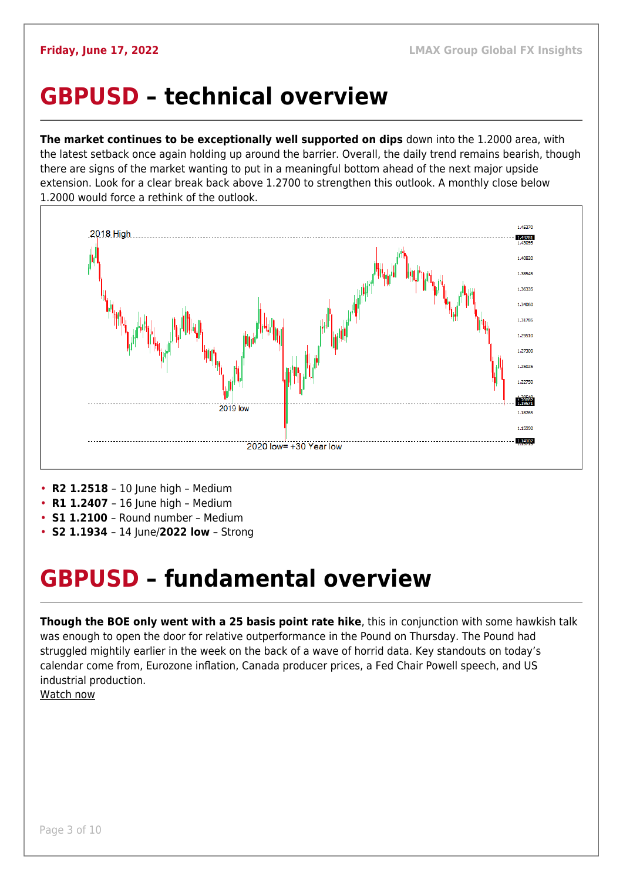# GBPUSD – technical overview

**The market continues to be exceptionally well supported on dips** down into the 1.2000 area, with the latest setback once again holding up around the barrier. Overall, the daily trend remains bearish, though there are signs of the market wanting to put in a meaningful bottom ahead of the next major upside extension. Look for a clear break back above 1.2700 to strengthen this outlook. A monthly close below 1.2000 would force a rethink of the outlook.

- **R2 1.2518** – 10 June high – Medium
- **R1 1.2407** – 16 June high – Medium
- **S1 1.2100** – Round number – Medium
- **S2 1.1934** – 14 June/**2022 low** – Strong

# GBPUSD – fundamental overview

**Though the BOE only went with a 25 basis point rate hike**, this in conjunction with some hawkish talk was enough to open the door for relative outperformance in the Pound on Thursday. The Pound had struggled mightily earlier in the week on the back of a wave of horrid data. Key standouts on today's calendar come from, Eurozone inflation, Canada producer prices, a Fed Chair Powell speech, and US industrial production.

Watch now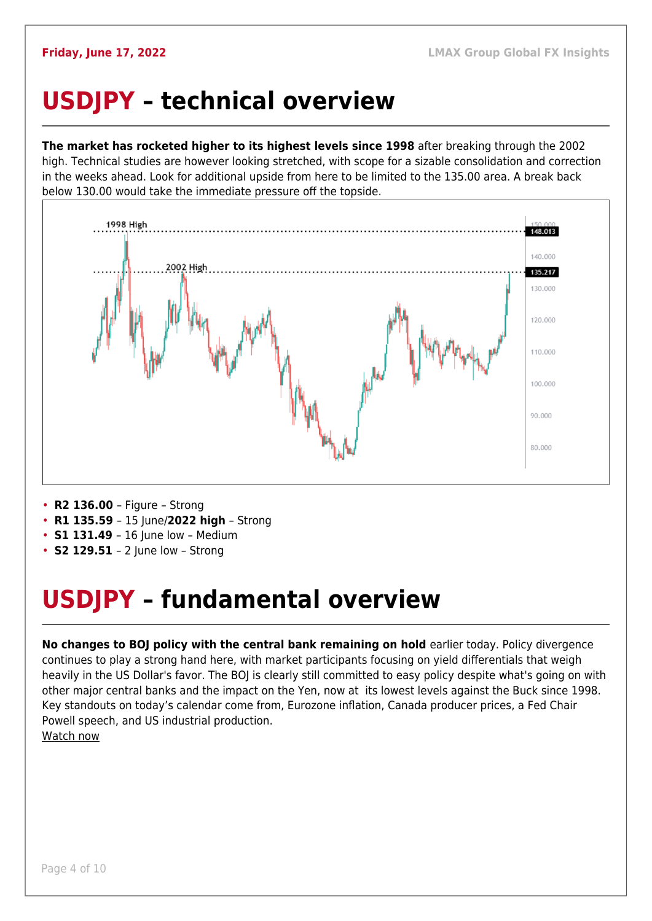# USDJPY – technical overview

**The market has rocketed higher to its highest levels since 1998** after breaking through the 2002 high. Technical studies are however looking stretched, with scope for a sizable consolidation and correction in the weeks ahead. Look for additional upside from here to be limited to the 135.00 area. A break back below 130.00 would take the immediate pressure off the topside.

- **R2 136.00** – Figure – Strong
- **R1 135.59** – 15 June/**2022 high** – Strong
- **S1 131.49** – 16 June low – Medium
- **S2 129.51** – 2 June low – Strong

# USDJPY – fundamental overview

**No changes to BOJ policy with the central bank remaining on hold** earlier today. Policy divergence continues to play a strong hand here, with market participants focusing on yield differentials that weigh heavily in the US Dollar's favor. The BOJ is clearly still committed to easy policy despite what's going on with other major central banks and the impact on the Yen, now at its lowest levels against the Buck since 1998. Key standouts on today's calendar come from, Eurozone inflation, Canada producer prices, a Fed Chair Powell speech, and US industrial production.

Watch now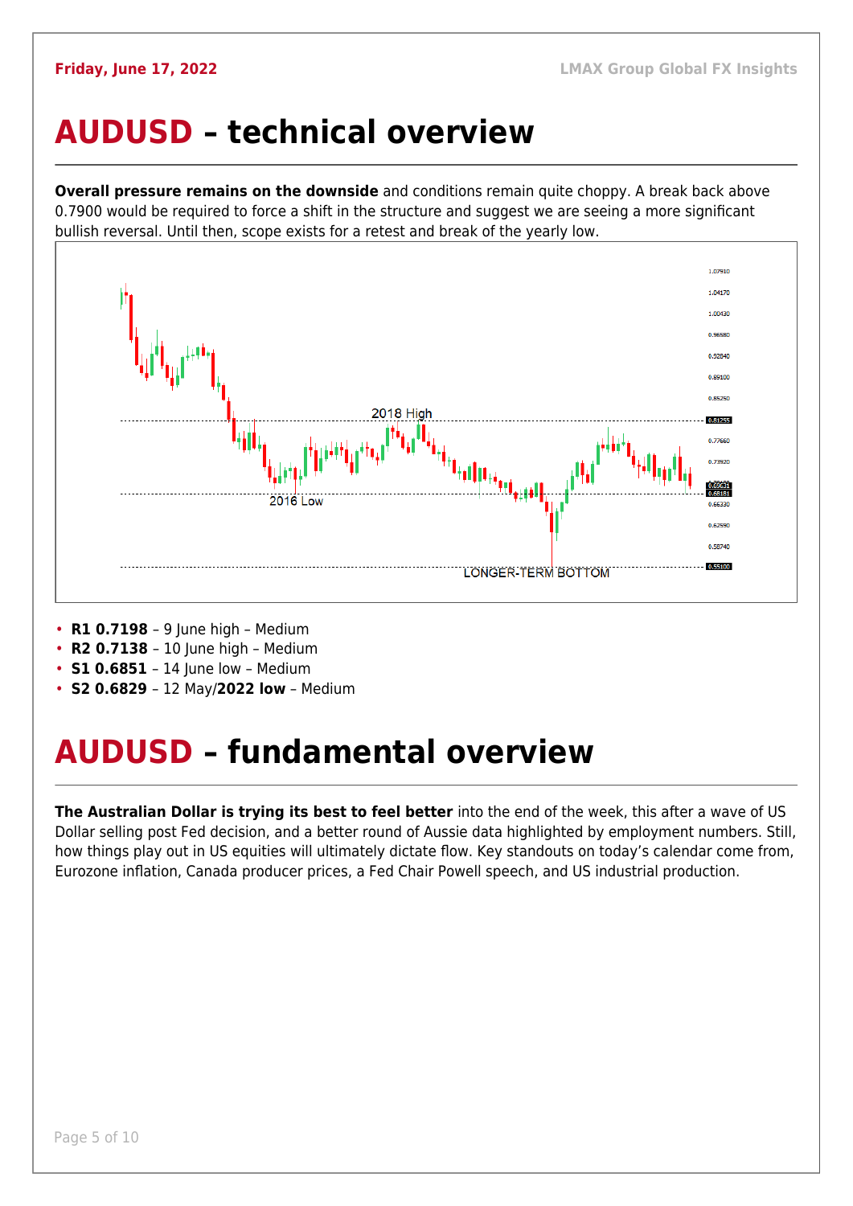# AUDUSD – technical overview

**Overall pressure remains on the downside** and conditions remain quite choppy. A break back above 0.7900 would be required to force a shift in the structure and suggest we are seeing a more significant bullish reversal. Until then, scope exists for a retest and break of the yearly low.

- **R1 0.7198** – 9 June high – Medium
- **R2 0.7138** – 10 June high – Medium
- **S1 0.6851** – 14 June low – Medium
- **S2 0.6829** – 12 May/**2022 low** – Medium

# AUDUSD – fundamental overview

**The Australian Dollar is trying its best to feel better** into the end of the week, this after a wave of US Dollar selling post Fed decision, and a better round of Aussie data highlighted by employment numbers. Still, how things play out in US equities will ultimately dictate flow. Key standouts on today's calendar come from, Eurozone inflation, Canada producer prices, a Fed Chair Powell speech, and US industrial production.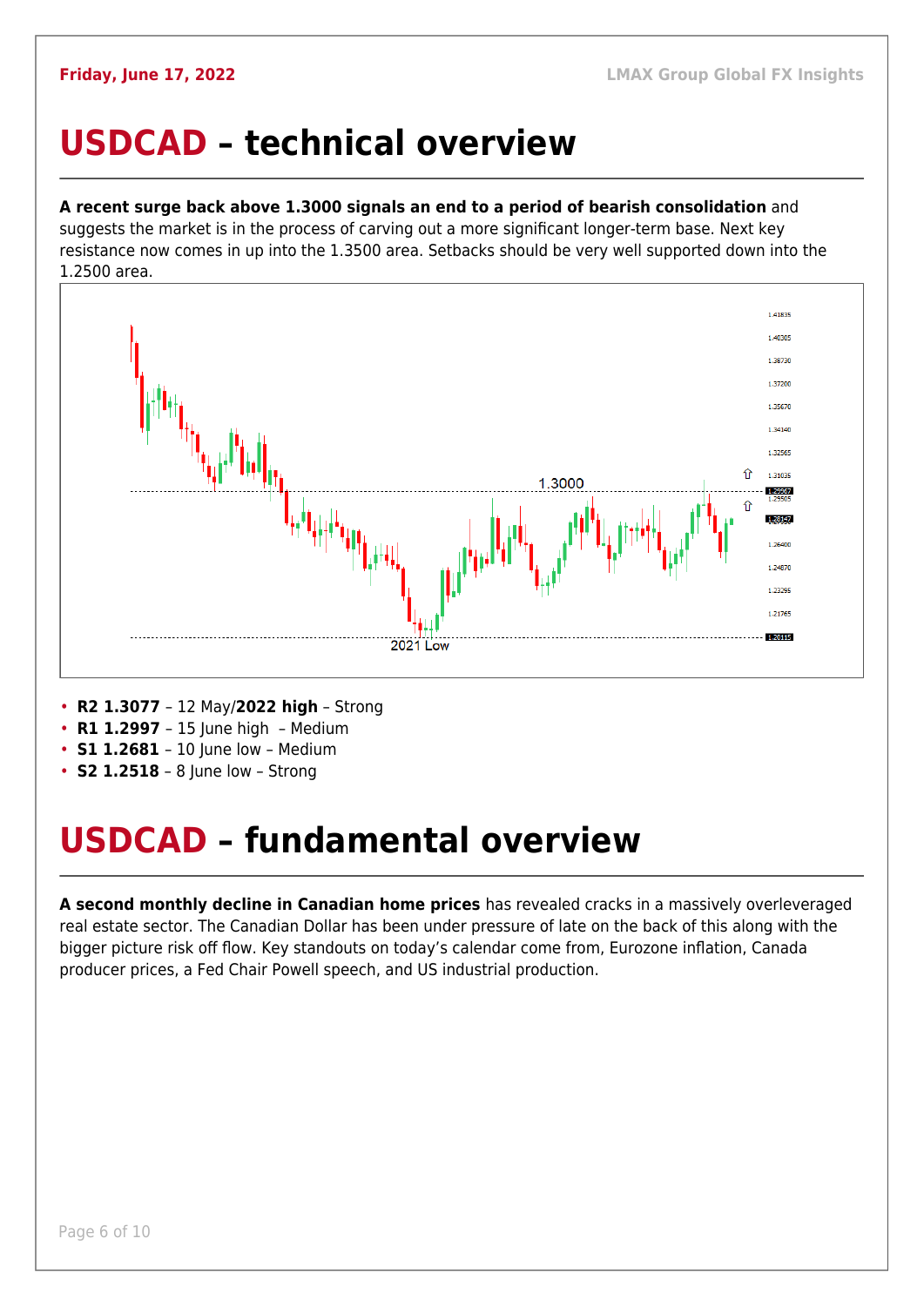# USDCAD – technical overview

**A recent surge back above 1.3000 signals an end to a period of bearish consolidation** and suggests the market is in the process of carving out a more significant longer-term base. Next key resistance now comes in up into the 1.3500 area. Setbacks should be very well supported down into the 1.2500 area.

- **R2 1.3077** – 12 May/**2022 high** – Strong
- **R1 1.2997** – 15 June high – Medium
- **S1 1.2681** – 10 June low – Medium
- **S2 1.2518** – 8 June low – Strong

# USDCAD – fundamental overview

**A second monthly decline in Canadian home prices** has revealed cracks in a massively overleveraged real estate sector. The Canadian Dollar has been under pressure of late on the back of this along with the bigger picture risk off flow. Key standouts on today's calendar come from, Eurozone inflation, Canada producer prices, a Fed Chair Powell speech, and US industrial production.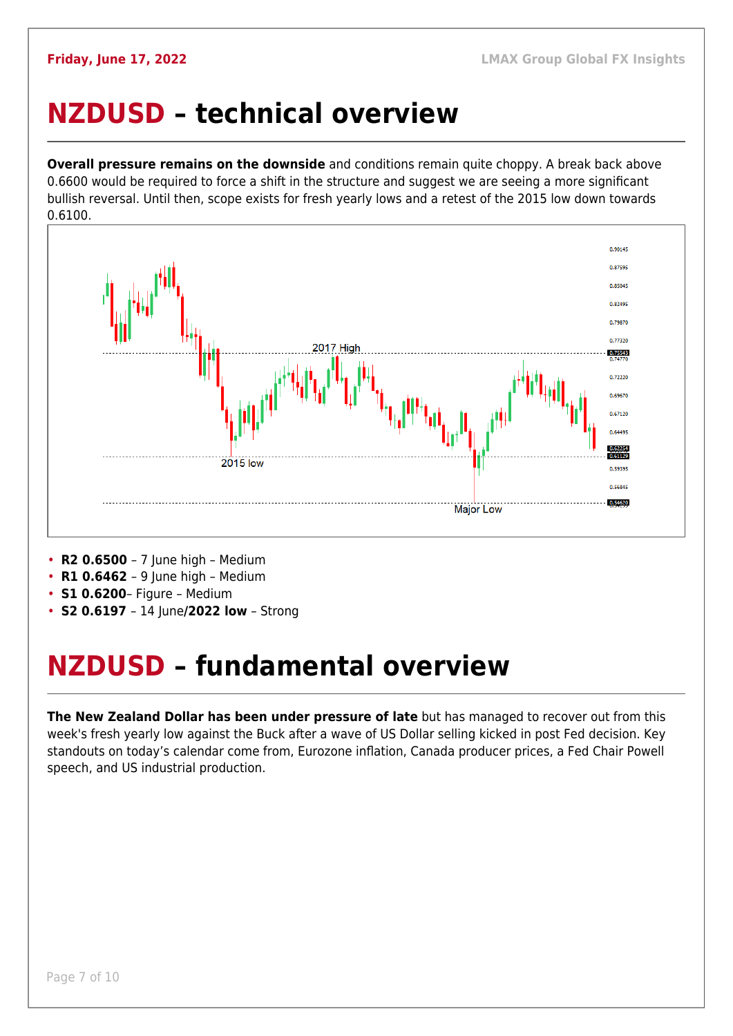# NZDUSD – technical overview

**Overall pressure remains on the downside** and conditions remain quite choppy. A break back above 0.6600 would be required to force a shift in the structure and suggest we are seeing a more significant bullish reversal. Until then, scope exists for fresh yearly lows and a retest of the 2015 low down towards 0.6100.

- **R2 0.6500** – 7 June high – Medium
- **R1 0.6462** – 9 June high – Medium
- **S1 0.6200**– Figure – Medium
- **S2 0.6197** – 14 June/**2022 low** – Strong

# NZDUSD – fundamental overview

**The New Zealand Dollar has been under pressure of late** but has managed to recover out from this week's fresh yearly low against the Buck after a wave of US Dollar selling kicked in post Fed decision. Key standouts on today's calendar come from, Eurozone inflation, Canada producer prices, a Fed Chair Powell speech, and US industrial production.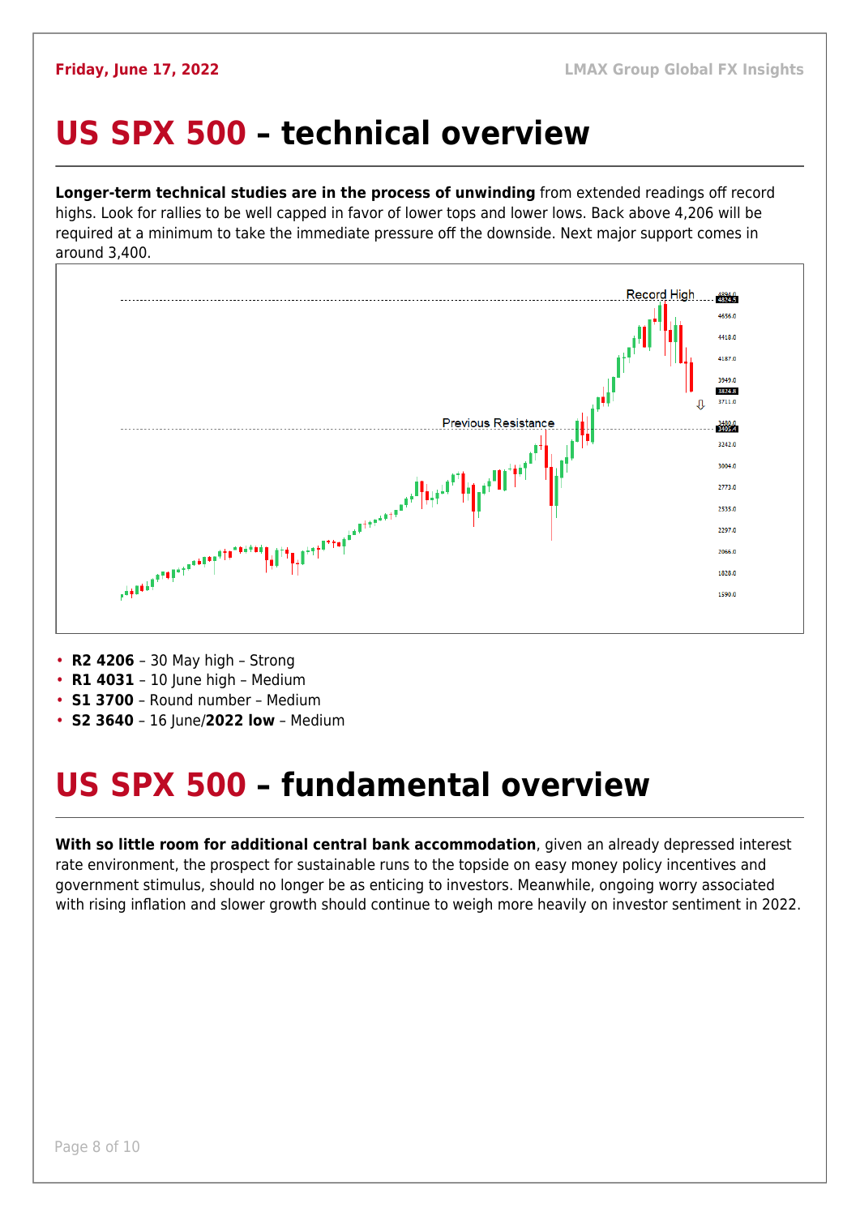# US SPX 500 – technical overview

**Longer-term technical studies are in the process of unwinding** from extended readings off record highs. Look for rallies to be well capped in favor of lower tops and lower lows. Back above 4,206 will be required at a minimum to take the immediate pressure off the downside. Next major support comes in around 3,400.

- **R2 4206** – 30 May high – Strong
- **R1 4031** – 10 June high – Medium
- **S1 3700** – Round number – Medium
- **S2 3640** – 16 June/**2022 low** – Medium

# US SPX 500 – fundamental overview

**With so little room for additional central bank accommodation**, given an already depressed interest rate environment, the prospect for sustainable runs to the topside on easy money policy incentives and government stimulus, should no longer be as enticing to investors. Meanwhile, ongoing worry associated with rising inflation and slower growth should continue to weigh more heavily on investor sentiment in 2022.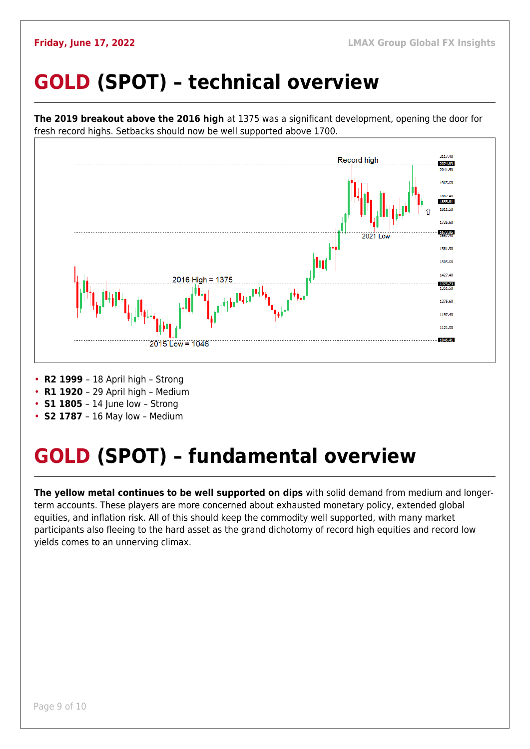# GOLD (SPOT) – technical overview

**The 2019 breakout above the 2016 high** at 1375 was a significant development, opening the door for fresh record highs. Setbacks should now be well supported above 1700.

- **R2 1999** – 18 April high – Strong
- **R1 1920** – 29 April high – Medium
- **S1 1805** – 14 June low – Strong
- **S2 1787** – 16 May low – Medium

# GOLD (SPOT) – fundamental overview

**The yellow metal continues to be well supported on dips** with solid demand from medium and longer-term accounts. These players are more concerned about exhausted monetary policy, extended global equities, and inflation risk. All of this should keep the commodity well supported, with many market participants also fleeing to the hard asset as the grand dichotomy of record high equities and record low yields comes to an unnerving climax.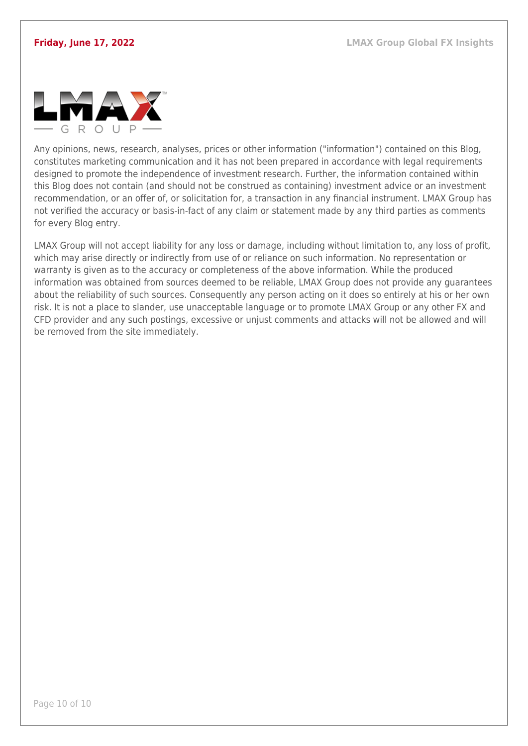Any opinions, news, research, analyses, prices or other information ("information") contained on this Blog, constitutes marketing communication and it has not been prepared in accordance with legal requirements designed to promote the independence of investment research. Further, the information contained within this Blog does not contain (and should not be construed as containing) investment advice or an investment recommendation, or an offer of, or solicitation for, a transaction in any financial instrument. LMAX Group has not verified the accuracy or basis-in-fact of any claim or statement made by any third parties as comments for every Blog entry.

LMAX Group will not accept liability for any loss or damage, including without limitation to, any loss of profit, which may arise directly or indirectly from use of or reliance on such information. No representation or warranty is given as to the accuracy or completeness of the above information. While the produced information was obtained from sources deemed to be reliable, LMAX Group does not provide any guarantees about the reliability of such sources. Consequently any person acting on it does so entirely at his or her own risk. It is not a place to slander, use unacceptable language or to promote LMAX Group or any other FX and CFD provider and any such postings, excessive or unjust comments and attacks will not be allowed and will be removed from the site immediately.